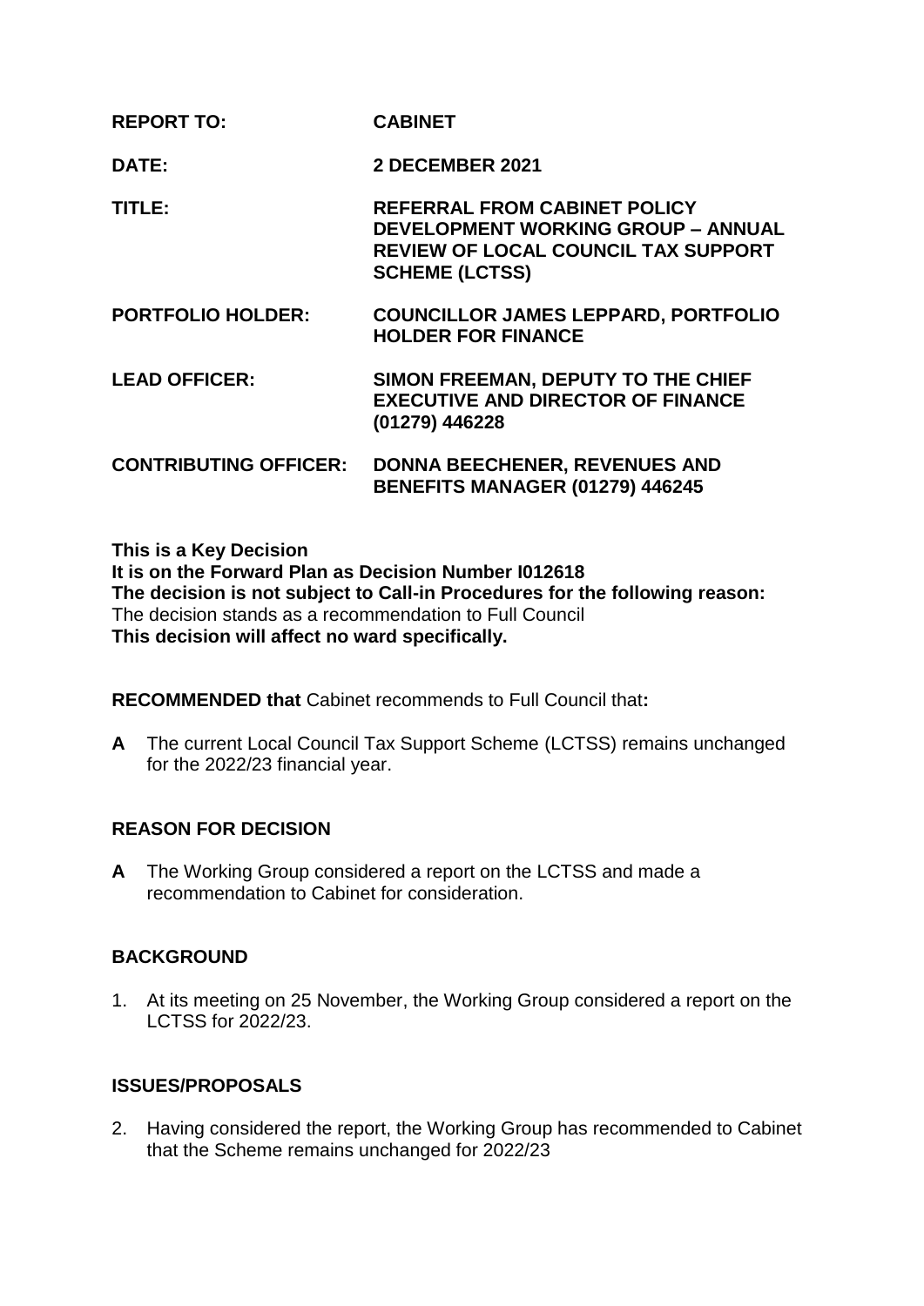| | |
|---|---|
| **REPORT TO:** | **CABINET** |
| **DATE:** | **2 DECEMBER 2021** |
| **TITLE:** | **REFERRAL FROM CABINET POLICY DEVELOPMENT WORKING GROUP – ANNUAL REVIEW OF LOCAL COUNCIL TAX SUPPORT SCHEME (LCTSS)** |
| **PORTFOLIO HOLDER:** | **COUNCILLOR JAMES LEPPARD, PORTFOLIO HOLDER FOR FINANCE** |
| **LEAD OFFICER:** | **SIMON FREEMAN, DEPUTY TO THE CHIEF EXECUTIVE AND DIRECTOR OF FINANCE (01279) 446228** |
| **CONTRIBUTING OFFICER:** | **DONNA BEECHENER, REVENUES AND BENEFITS MANAGER (01279) 446245** |

**This is a Key Decision**
**It is on the Forward Plan as Decision Number I012618**
**The decision is not subject to Call-in Procedures for the following reason:**
The decision stands as a recommendation to Full Council
**This decision will affect no ward specifically.**

**RECOMMENDED that** Cabinet recommends to Full Council that**:**

**A** The current Local Council Tax Support Scheme (LCTSS) remains unchanged for the 2022/23 financial year.

## REASON FOR DECISION

**A** The Working Group considered a report on the LCTSS and made a recommendation to Cabinet for consideration.

## BACKGROUND

1. At its meeting on 25 November, the Working Group considered a report on the LCTSS for 2022/23.

## ISSUES/PROPOSALS

2. Having considered the report, the Working Group has recommended to Cabinet that the Scheme remains unchanged for 2022/23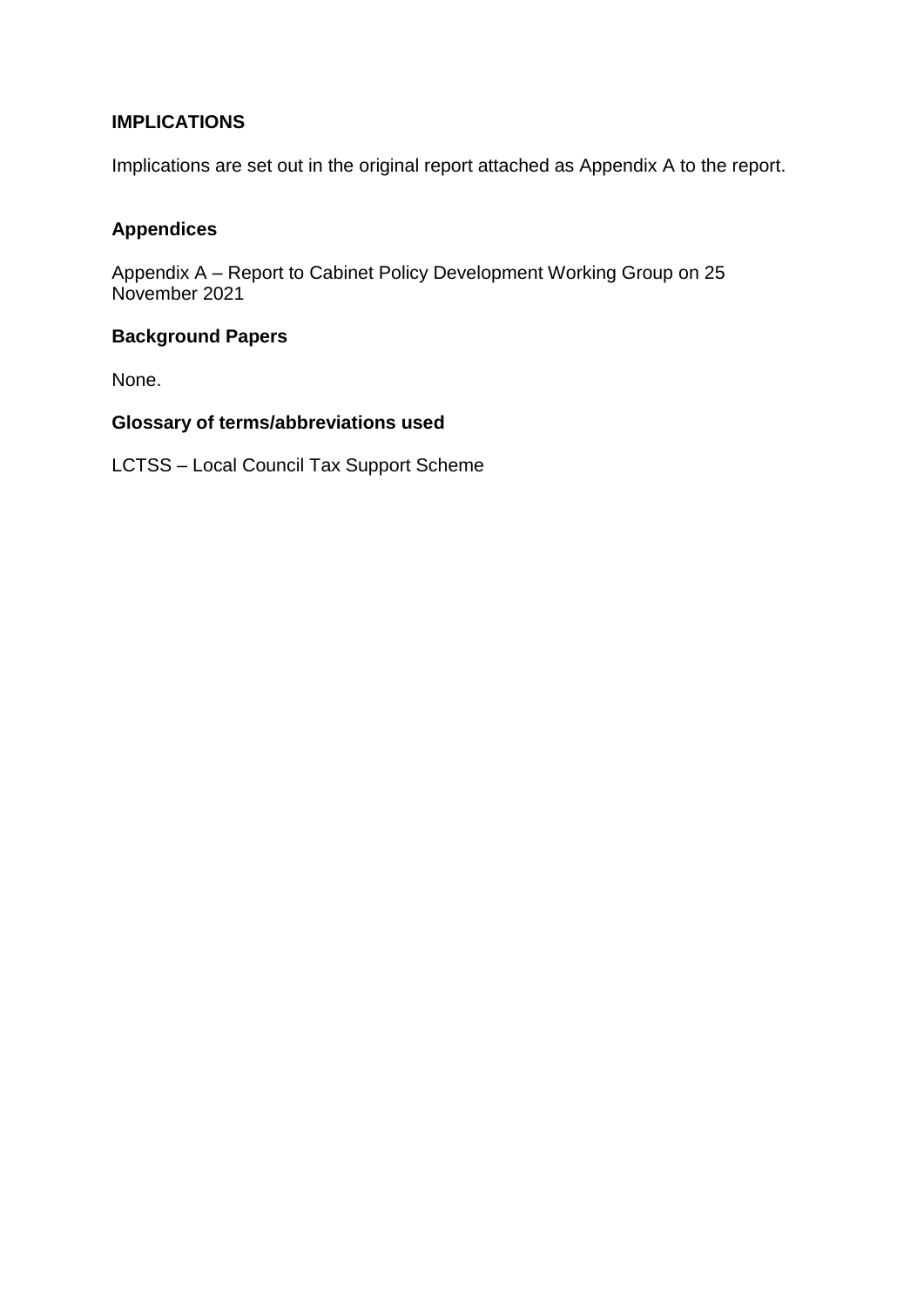## IMPLICATIONS

Implications are set out in the original report attached as Appendix A to the report.

### Appendices

Appendix A – Report to Cabinet Policy Development Working Group on 25 November 2021

### Background Papers

None.

### Glossary of terms/abbreviations used

LCTSS – Local Council Tax Support Scheme